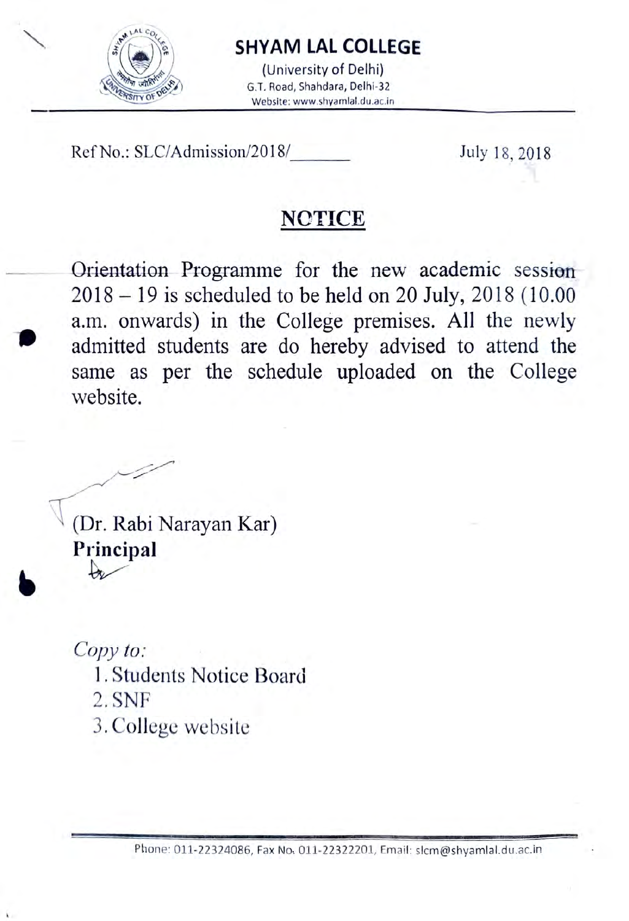# SHYAM LAL COLLEGE

(University of Delhi)
G.T. Road, Shahdara, Delhi-32
Website: www.shyamlal.du.ac.in

Ref No.: SLC/Admission/2018/_______ July 18, 2018

## NOTICE

Orientation Programme for the new academic session 2018 – 19 is scheduled to be held on 20 July, 2018 (10.00 a.m. onwards) in the College premises. All the newly admitted students are do hereby advised to attend the same as per the schedule uploaded on the College website.

(Dr. Rabi Narayan Kar)
**Principal**

*Copy to:*

1. Students Notice Board
2. SNF
3. College website

Phone: 011-22324086, Fax No. 011-22322201, Email: slcm@shyamlal.du.ac.in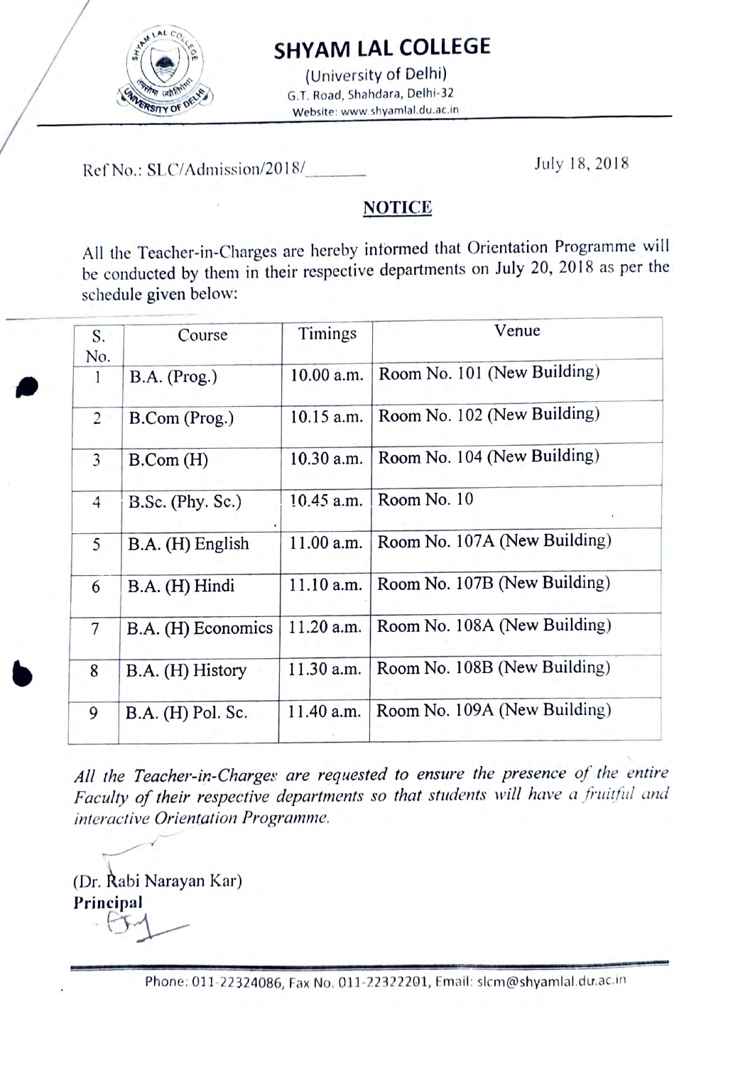# SHYAM LAL COLLEGE

(University of Delhi)
G.T. Road, Shahdara, Delhi-32
Website: www.shyamlal.du.ac.in

Ref No.: SLC/Admission/2018/_______ July 18, 2018

## NOTICE

All the Teacher-in-Charges are hereby informed that Orientation Programme will be conducted by them in their respective departments on July 20, 2018 as per the schedule given below:

| S. No. | Course | Timings | Venue |
|---|---|---|---|
| 1 | B.A. (Prog.) | 10.00 a.m. | Room No. 101 (New Building) |
| 2 | B.Com (Prog.) | 10.15 a.m. | Room No. 102 (New Building) |
| 3 | B.Com (H) | 10.30 a.m. | Room No. 104 (New Building) |
| 4 | B.Sc. (Phy. Sc.) | 10.45 a.m. | Room No. 10 |
| 5 | B.A. (H) English | 11.00 a.m. | Room No. 107A (New Building) |
| 6 | B.A. (H) Hindi | 11.10 a.m. | Room No. 107B (New Building) |
| 7 | B.A. (H) Economics | 11.20 a.m. | Room No. 108A (New Building) |
| 8 | B.A. (H) History | 11.30 a.m. | Room No. 108B (New Building) |
| 9 | B.A. (H) Pol. Sc. | 11.40 a.m. | Room No. 109A (New Building) |

*All the Teacher-in-Charges are requested to ensure the presence of the entire Faculty of their respective departments so that students will have a fruitful and interactive Orientation Programme.*

(Dr. Rabi Narayan Kar)
**Principal**

Phone: 011-22324086, Fax No. 011-22322201, Email: slcm@shyamlal.du.ac.in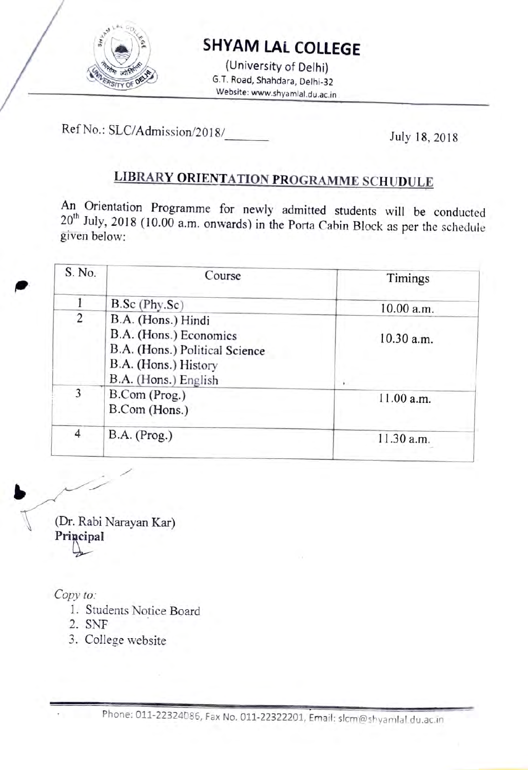# SHYAM LAL COLLEGE

(University of Delhi)
G.T. Road, Shahdara, Delhi-32
Website: www.shyamlal.du.ac.in

Ref No.: SLC/Admission/2018/______ July 18, 2018

## LIBRARY ORIENTATION PROGRAMME SCHUDULE

An Orientation Programme for newly admitted students will be conducted 20th July, 2018 (10.00 a.m. onwards) in the Porta Cabin Block as per the schedule given below:

| S. No. | Course | Timings |
|---|---|---|
| 1 | B.Sc (Phy.Sc) | 10.00 a.m. |
| 2 | B.A. (Hons.) Hindi<br>B.A. (Hons.) Economics<br>B.A. (Hons.) Political Science<br>B.A. (Hons.) History<br>B.A. (Hons.) English | 10.30 a.m. |
| 3 | B.Com (Prog.)<br>B.Com (Hons.) | 11.00 a.m. |
| 4 | B.A. (Prog.) | 11.30 a.m. |

(Dr. Rabi Narayan Kar)
**Principal**

*Copy to:*

1. Students Notice Board
2. SNF
3. College website

Phone: 011-22324086, Fax No. 011-22322201, Email: slcm@shyamlal.du.ac.in